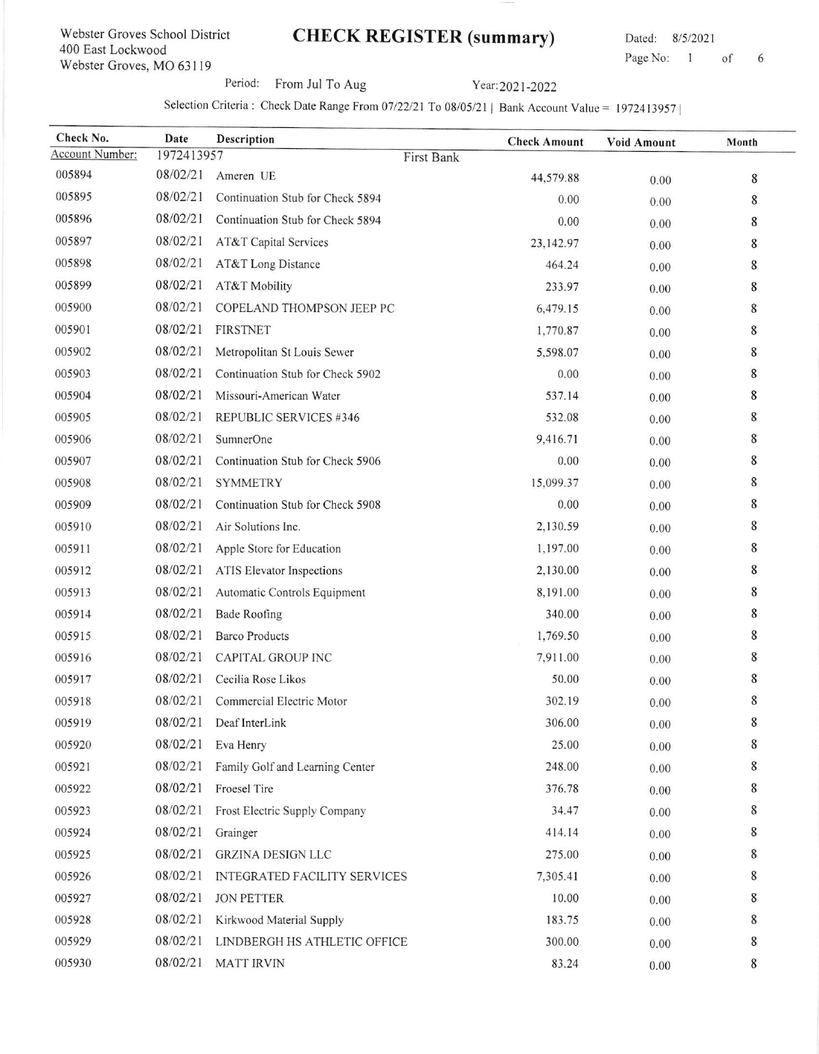Webster Groves School District
400 East Lockwood
Webster Groves, MO 63119

# CHECK REGISTER (summary)

Dated: 8/5/2021

Period: From Jul To Aug    Year: 2021-2022

Selection Criteria : Check Date Range From 07/22/21 To 08/05/21 | Bank Account Value = 1972413957 |

| Check No. | Date | Description | Check Amount | Void Amount | Month |
|---|---|---|---|---|---|
| Account Number: | 1972413957 | First Bank | | | |
| 005894 | 08/02/21 | Ameren UE | 44,579.88 | 0.00 | 8 |
| 005895 | 08/02/21 | Continuation Stub for Check 5894 | 0.00 | 0.00 | 8 |
| 005896 | 08/02/21 | Continuation Stub for Check 5894 | 0.00 | 0.00 | 8 |
| 005897 | 08/02/21 | AT&T Capital Services | 23,142.97 | 0.00 | 8 |
| 005898 | 08/02/21 | AT&T Long Distance | 464.24 | 0.00 | 8 |
| 005899 | 08/02/21 | AT&T Mobility | 233.97 | 0.00 | 8 |
| 005900 | 08/02/21 | COPELAND THOMPSON JEEP PC | 6,479.15 | 0.00 | 8 |
| 005901 | 08/02/21 | FIRSTNET | 1,770.87 | 0.00 | 8 |
| 005902 | 08/02/21 | Metropolitan St Louis Sewer | 5,598.07 | 0.00 | 8 |
| 005903 | 08/02/21 | Continuation Stub for Check 5902 | 0.00 | 0.00 | 8 |
| 005904 | 08/02/21 | Missouri-American Water | 537.14 | 0.00 | 8 |
| 005905 | 08/02/21 | REPUBLIC SERVICES #346 | 532.08 | 0.00 | 8 |
| 005906 | 08/02/21 | SumnerOne | 9,416.71 | 0.00 | 8 |
| 005907 | 08/02/21 | Continuation Stub for Check 5906 | 0.00 | 0.00 | 8 |
| 005908 | 08/02/21 | SYMMETRY | 15,099.37 | 0.00 | 8 |
| 005909 | 08/02/21 | Continuation Stub for Check 5908 | 0.00 | 0.00 | 8 |
| 005910 | 08/02/21 | Air Solutions Inc. | 2,130.59 | 0.00 | 8 |
| 005911 | 08/02/21 | Apple Store for Education | 1,197.00 | 0.00 | 8 |
| 005912 | 08/02/21 | ATIS Elevator Inspections | 2,130.00 | 0.00 | 8 |
| 005913 | 08/02/21 | Automatic Controls Equipment | 8,191.00 | 0.00 | 8 |
| 005914 | 08/02/21 | Bade Roofing | 340.00 | 0.00 | 8 |
| 005915 | 08/02/21 | Barco Products | 1,769.50 | 0.00 | 8 |
| 005916 | 08/02/21 | CAPITAL GROUP INC | 7,911.00 | 0.00 | 8 |
| 005917 | 08/02/21 | Cecilia Rose Likos | 50.00 | 0.00 | 8 |
| 005918 | 08/02/21 | Commercial Electric Motor | 302.19 | 0.00 | 8 |
| 005919 | 08/02/21 | Deaf InterLink | 306.00 | 0.00 | 8 |
| 005920 | 08/02/21 | Eva Henry | 25.00 | 0.00 | 8 |
| 005921 | 08/02/21 | Family Golf and Learning Center | 248.00 | 0.00 | 8 |
| 005922 | 08/02/21 | Froesel Tire | 376.78 | 0.00 | 8 |
| 005923 | 08/02/21 | Frost Electric Supply Company | 34.47 | 0.00 | 8 |
| 005924 | 08/02/21 | Grainger | 414.14 | 0.00 | 8 |
| 005925 | 08/02/21 | GRZINA DESIGN LLC | 275.00 | 0.00 | 8 |
| 005926 | 08/02/21 | INTEGRATED FACILITY SERVICES | 7,305.41 | 0.00 | 8 |
| 005927 | 08/02/21 | JON PETTER | 10.00 | 0.00 | 8 |
| 005928 | 08/02/21 | Kirkwood Material Supply | 183.75 | 0.00 | 8 |
| 005929 | 08/02/21 | LINDBERGH HS ATHLETIC OFFICE | 300.00 | 0.00 | 8 |
| 005930 | 08/02/21 | MATT IRVIN | 83.24 | 0.00 | 8 |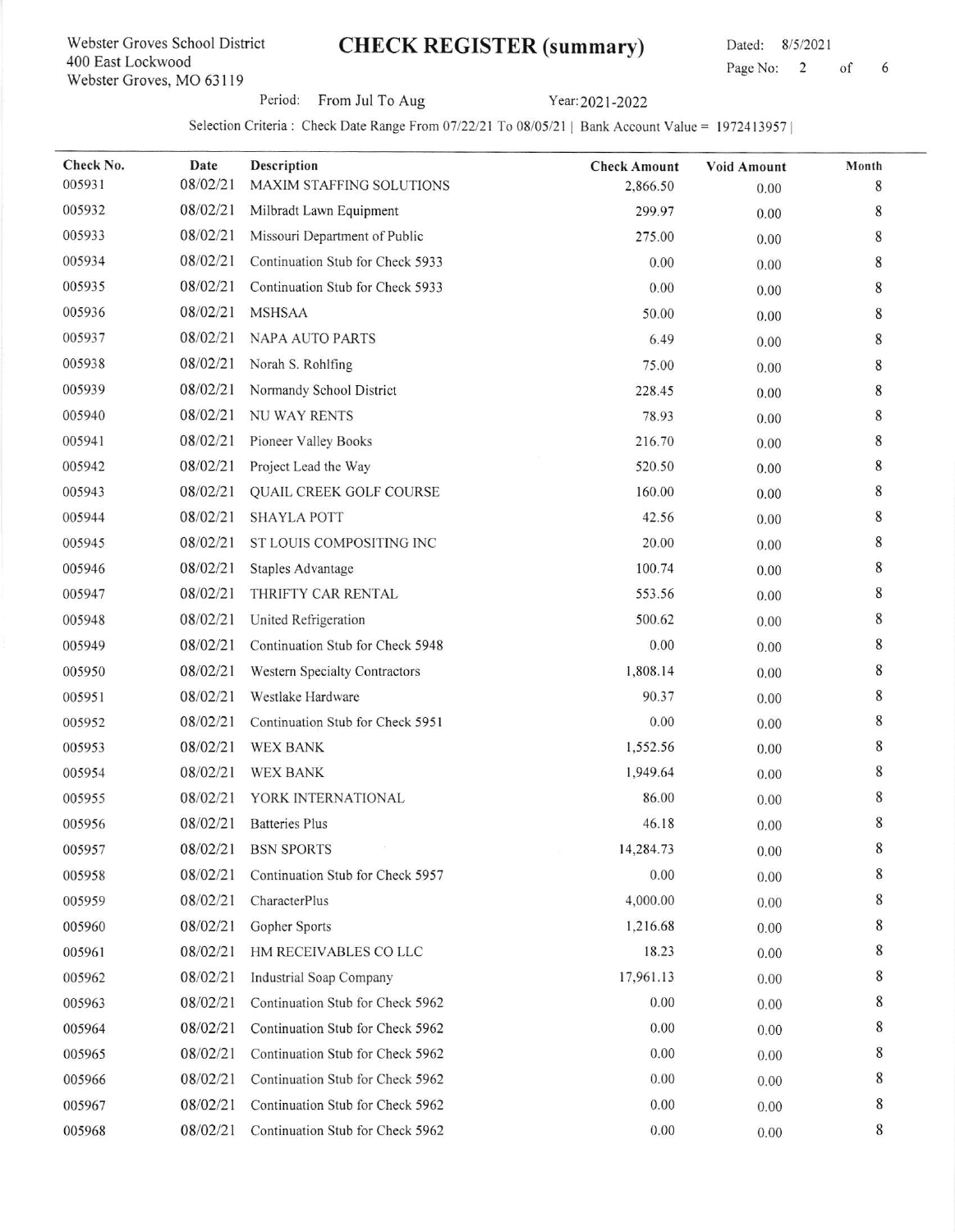Webster Groves School District
400 East Lockwood
Webster Groves, MO 63119

# CHECK REGISTER (summary)

Dated: 8/5/2021

Period: From Jul To Aug Year: 2021-2022

Selection Criteria : Check Date Range From 07/22/21 To 08/05/21 | Bank Account Value = 1972413957 |

| Check No. | Date | Description | Check Amount | Void Amount | Month |
|---|---|---|---|---|---|
| 005931 | 08/02/21 | MAXIM STAFFING SOLUTIONS | 2,866.50 | 0.00 | 8 |
| 005932 | 08/02/21 | Milbradt Lawn Equipment | 299.97 | 0.00 | 8 |
| 005933 | 08/02/21 | Missouri Department of Public | 275.00 | 0.00 | 8 |
| 005934 | 08/02/21 | Continuation Stub for Check 5933 | 0.00 | 0.00 | 8 |
| 005935 | 08/02/21 | Continuation Stub for Check 5933 | 0.00 | 0.00 | 8 |
| 005936 | 08/02/21 | MSHSAA | 50.00 | 0.00 | 8 |
| 005937 | 08/02/21 | NAPA AUTO PARTS | 6.49 | 0.00 | 8 |
| 005938 | 08/02/21 | Norah S. Rohlfing | 75.00 | 0.00 | 8 |
| 005939 | 08/02/21 | Normandy School District | 228.45 | 0.00 | 8 |
| 005940 | 08/02/21 | NU WAY RENTS | 78.93 | 0.00 | 8 |
| 005941 | 08/02/21 | Pioneer Valley Books | 216.70 | 0.00 | 8 |
| 005942 | 08/02/21 | Project Lead the Way | 520.50 | 0.00 | 8 |
| 005943 | 08/02/21 | QUAIL CREEK GOLF COURSE | 160.00 | 0.00 | 8 |
| 005944 | 08/02/21 | SHAYLA POTT | 42.56 | 0.00 | 8 |
| 005945 | 08/02/21 | ST LOUIS COMPOSITING INC | 20.00 | 0.00 | 8 |
| 005946 | 08/02/21 | Staples Advantage | 100.74 | 0.00 | 8 |
| 005947 | 08/02/21 | THRIFTY CAR RENTAL | 553.56 | 0.00 | 8 |
| 005948 | 08/02/21 | United Refrigeration | 500.62 | 0.00 | 8 |
| 005949 | 08/02/21 | Continuation Stub for Check 5948 | 0.00 | 0.00 | 8 |
| 005950 | 08/02/21 | Western Specialty Contractors | 1,808.14 | 0.00 | 8 |
| 005951 | 08/02/21 | Westlake Hardware | 90.37 | 0.00 | 8 |
| 005952 | 08/02/21 | Continuation Stub for Check 5951 | 0.00 | 0.00 | 8 |
| 005953 | 08/02/21 | WEX BANK | 1,552.56 | 0.00 | 8 |
| 005954 | 08/02/21 | WEX BANK | 1,949.64 | 0.00 | 8 |
| 005955 | 08/02/21 | YORK INTERNATIONAL | 86.00 | 0.00 | 8 |
| 005956 | 08/02/21 | Batteries Plus | 46.18 | 0.00 | 8 |
| 005957 | 08/02/21 | BSN SPORTS | 14,284.73 | 0.00 | 8 |
| 005958 | 08/02/21 | Continuation Stub for Check 5957 | 0.00 | 0.00 | 8 |
| 005959 | 08/02/21 | CharacterPlus | 4,000.00 | 0.00 | 8 |
| 005960 | 08/02/21 | Gopher Sports | 1,216.68 | 0.00 | 8 |
| 005961 | 08/02/21 | HM RECEIVABLES CO LLC | 18.23 | 0.00 | 8 |
| 005962 | 08/02/21 | Industrial Soap Company | 17,961.13 | 0.00 | 8 |
| 005963 | 08/02/21 | Continuation Stub for Check 5962 | 0.00 | 0.00 | 8 |
| 005964 | 08/02/21 | Continuation Stub for Check 5962 | 0.00 | 0.00 | 8 |
| 005965 | 08/02/21 | Continuation Stub for Check 5962 | 0.00 | 0.00 | 8 |
| 005966 | 08/02/21 | Continuation Stub for Check 5962 | 0.00 | 0.00 | 8 |
| 005967 | 08/02/21 | Continuation Stub for Check 5962 | 0.00 | 0.00 | 8 |
| 005968 | 08/02/21 | Continuation Stub for Check 5962 | 0.00 | 0.00 | 8 |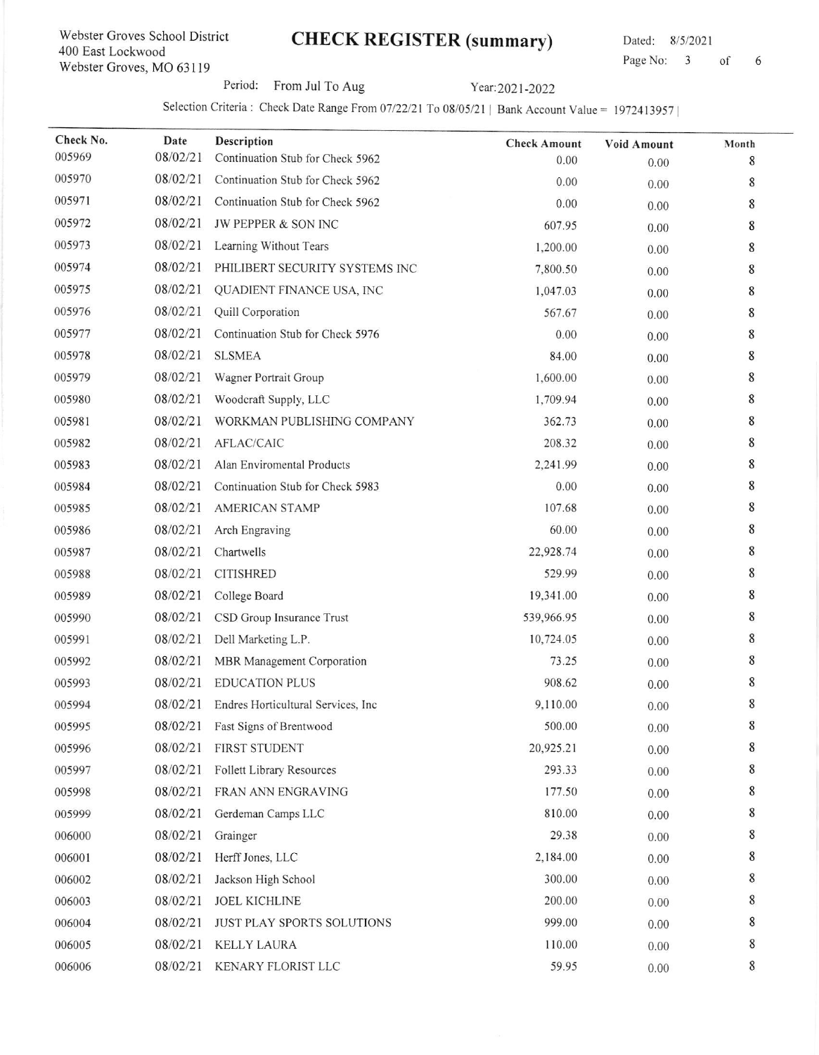Webster Groves School District
400 East Lockwood
Webster Groves, MO 63119

# CHECK REGISTER (summary)

Dated: 8/5/2021

Period: From Jul To Aug Year:2021-2022

Selection Criteria : Check Date Range From 07/22/21 To 08/05/21 | Bank Account Value = 1972413957 |

| Check No. | Date | Description | Check Amount | Void Amount | Month |
|---|---|---|---|---|---|
| 005969 | 08/02/21 | Continuation Stub for Check 5962 | 0.00 | 0.00 | 8 |
| 005970 | 08/02/21 | Continuation Stub for Check 5962 | 0.00 | 0.00 | 8 |
| 005971 | 08/02/21 | Continuation Stub for Check 5962 | 0.00 | 0.00 | 8 |
| 005972 | 08/02/21 | JW PEPPER & SON INC | 607.95 | 0.00 | 8 |
| 005973 | 08/02/21 | Learning Without Tears | 1,200.00 | 0.00 | 8 |
| 005974 | 08/02/21 | PHILIBERT SECURITY SYSTEMS INC | 7,800.50 | 0.00 | 8 |
| 005975 | 08/02/21 | QUADIENT FINANCE USA, INC | 1,047.03 | 0.00 | 8 |
| 005976 | 08/02/21 | Quill Corporation | 567.67 | 0.00 | 8 |
| 005977 | 08/02/21 | Continuation Stub for Check 5976 | 0.00 | 0.00 | 8 |
| 005978 | 08/02/21 | SLSMEA | 84.00 | 0.00 | 8 |
| 005979 | 08/02/21 | Wagner Portrait Group | 1,600.00 | 0.00 | 8 |
| 005980 | 08/02/21 | Woodcraft Supply, LLC | 1,709.94 | 0.00 | 8 |
| 005981 | 08/02/21 | WORKMAN PUBLISHING COMPANY | 362.73 | 0.00 | 8 |
| 005982 | 08/02/21 | AFLAC/CAIC | 208.32 | 0.00 | 8 |
| 005983 | 08/02/21 | Alan Enviromental Products | 2,241.99 | 0.00 | 8 |
| 005984 | 08/02/21 | Continuation Stub for Check 5983 | 0.00 | 0.00 | 8 |
| 005985 | 08/02/21 | AMERICAN STAMP | 107.68 | 0.00 | 8 |
| 005986 | 08/02/21 | Arch Engraving | 60.00 | 0.00 | 8 |
| 005987 | 08/02/21 | Chartwells | 22,928.74 | 0.00 | 8 |
| 005988 | 08/02/21 | CITISHRED | 529.99 | 0.00 | 8 |
| 005989 | 08/02/21 | College Board | 19,341.00 | 0.00 | 8 |
| 005990 | 08/02/21 | CSD Group Insurance Trust | 539,966.95 | 0.00 | 8 |
| 005991 | 08/02/21 | Dell Marketing L.P. | 10,724.05 | 0.00 | 8 |
| 005992 | 08/02/21 | MBR Management Corporation | 73.25 | 0.00 | 8 |
| 005993 | 08/02/21 | EDUCATION PLUS | 908.62 | 0.00 | 8 |
| 005994 | 08/02/21 | Endres Horticultural Services, Inc | 9,110.00 | 0.00 | 8 |
| 005995 | 08/02/21 | Fast Signs of Brentwood | 500.00 | 0.00 | 8 |
| 005996 | 08/02/21 | FIRST STUDENT | 20,925.21 | 0.00 | 8 |
| 005997 | 08/02/21 | Follett Library Resources | 293.33 | 0.00 | 8 |
| 005998 | 08/02/21 | FRAN ANN ENGRAVING | 177.50 | 0.00 | 8 |
| 005999 | 08/02/21 | Gerdeman Camps LLC | 810.00 | 0.00 | 8 |
| 006000 | 08/02/21 | Grainger | 29.38 | 0.00 | 8 |
| 006001 | 08/02/21 | Herff Jones, LLC | 2,184.00 | 0.00 | 8 |
| 006002 | 08/02/21 | Jackson High School | 300.00 | 0.00 | 8 |
| 006003 | 08/02/21 | JOEL KICHLINE | 200.00 | 0.00 | 8 |
| 006004 | 08/02/21 | JUST PLAY SPORTS SOLUTIONS | 999.00 | 0.00 | 8 |
| 006005 | 08/02/21 | KELLY LAURA | 110.00 | 0.00 | 8 |
| 006006 | 08/02/21 | KENARY FLORIST LLC | 59.95 | 0.00 | 8 |